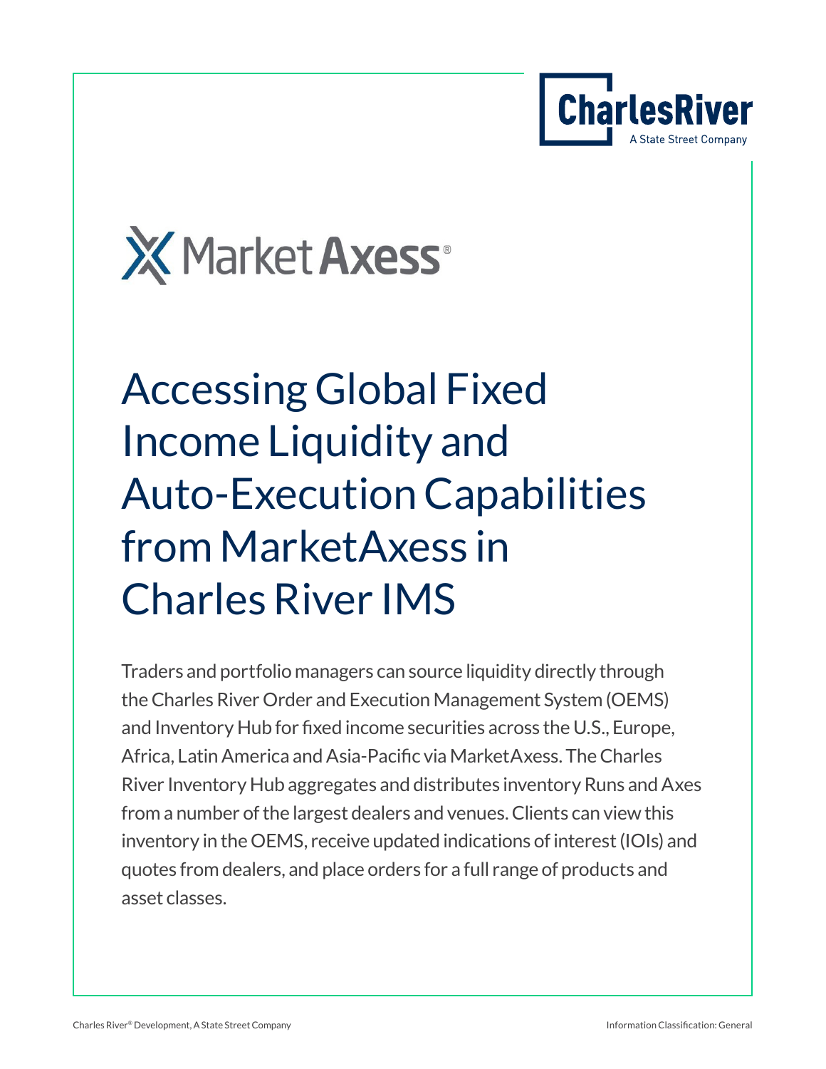# Accessing Global Fixed Income Liquidity and Auto-Execution Capabilities from MarketAxess in Charles River IMS

Traders and portfolio managers can source liquidity directly through the Charles River Order and Execution Management System (OEMS) and Inventory Hub for fixed income securities across the U.S., Europe, Africa, Latin America and Asia-Pacific via MarketAxess. The Charles River Inventory Hub aggregates and distributes inventory Runs and Axes from a number of the largest dealers and venues. Clients can view this inventory in the OEMS, receive updated indications of interest (IOIs) and quotes from dealers, and place orders for a full range of products and asset classes.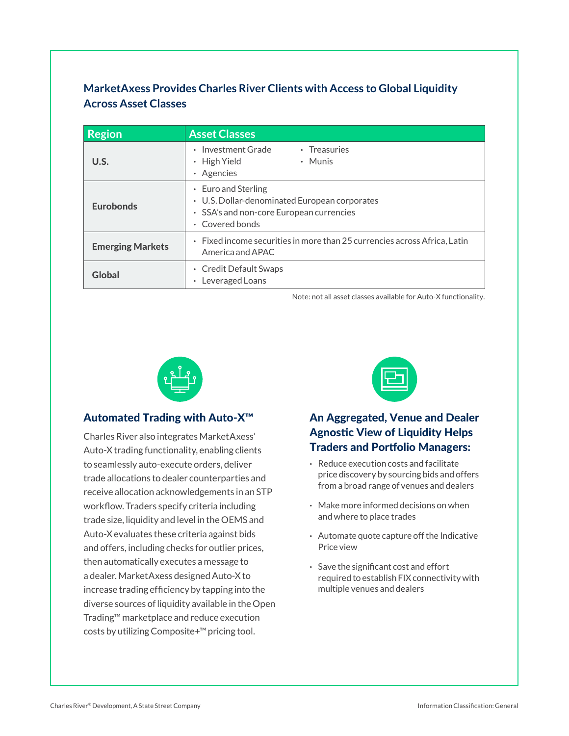## MarketAxess Provides Charles River Clients with Access to Global Liquidity Across Asset Classes

| Region | Asset Classes |
|---|---|
| **U.S.** | • Investment Grade<br>• High Yield<br>• Agencies<br>• Treasuries<br>• Munis |
| **Eurobonds** | • Euro and Sterling<br>• U.S. Dollar-denominated European corporates<br>• SSA's and non-core European currencies<br>• Covered bonds |
| **Emerging Markets** | • Fixed income securities in more than 25 currencies across Africa, Latin America and APAC |
| **Global** | • Credit Default Swaps<br>• Leveraged Loans |

Note: not all asset classes available for Auto-X functionality.

### Automated Trading with Auto-X™

Charles River also integrates MarketAxess' Auto-X trading functionality, enabling clients to seamlessly auto-execute orders, deliver trade allocations to dealer counterparties and receive allocation acknowledgements in an STP workflow. Traders specify criteria including trade size, liquidity and level in the OEMS and Auto-X evaluates these criteria against bids and offers, including checks for outlier prices, then automatically executes a message to a dealer. MarketAxess designed Auto-X to increase trading efficiency by tapping into the diverse sources of liquidity available in the Open Trading™ marketplace and reduce execution costs by utilizing Composite+™ pricing tool.

### An Aggregated, Venue and Dealer Agnostic View of Liquidity Helps Traders and Portfolio Managers:

- Reduce execution costs and facilitate price discovery by sourcing bids and offers from a broad range of venues and dealers
- Make more informed decisions on when and where to place trades
- Automate quote capture off the Indicative Price view
- Save the significant cost and effort required to establish FIX connectivity with multiple venues and dealers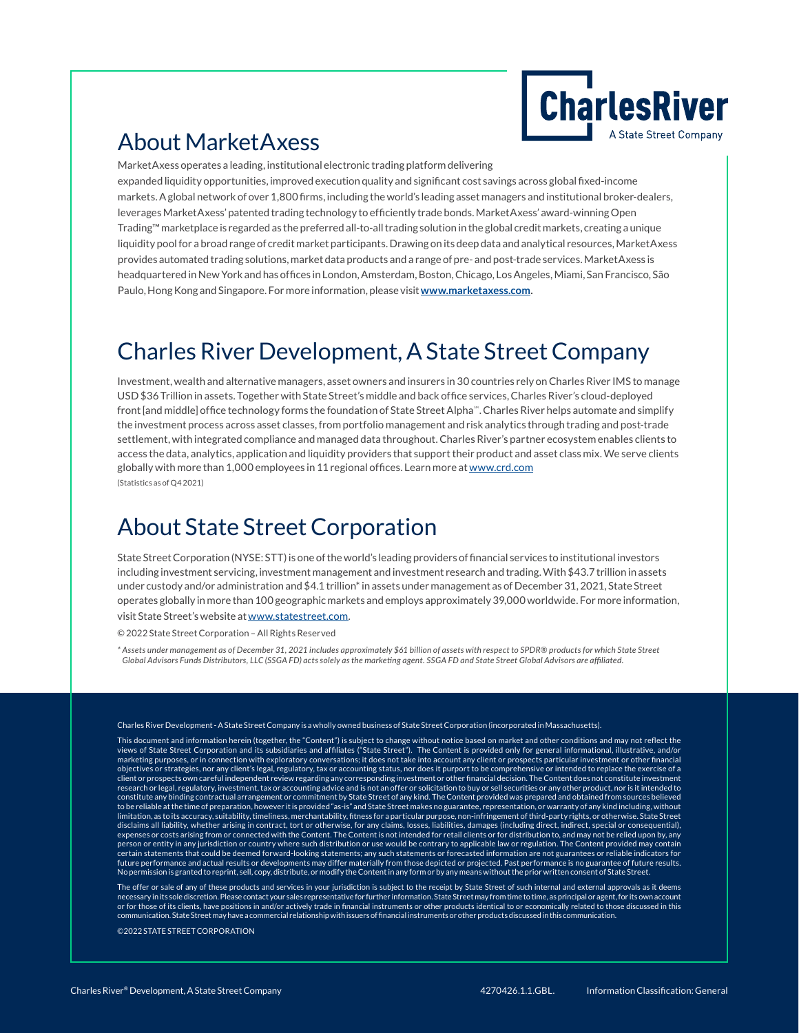CharlesRiver
A State Street Company

## About MarketAxess

MarketAxess operates a leading, institutional electronic trading platform delivering expanded liquidity opportunities, improved execution quality and significant cost savings across global fixed-income markets. A global network of over 1,800 firms, including the world's leading asset managers and institutional broker-dealers, leverages MarketAxess' patented trading technology to efficiently trade bonds. MarketAxess' award-winning Open Trading™ marketplace is regarded as the preferred all-to-all trading solution in the global credit markets, creating a unique liquidity pool for a broad range of credit market participants. Drawing on its deep data and analytical resources, MarketAxess provides automated trading solutions, market data products and a range of pre- and post-trade services. MarketAxess is headquartered in New York and has offices in London, Amsterdam, Boston, Chicago, Los Angeles, Miami, San Francisco, São Paulo, Hong Kong and Singapore. For more information, please visit **www.marketaxess.com.**

## Charles River Development, A State Street Company

Investment, wealth and alternative managers, asset owners and insurers in 30 countries rely on Charles River IMS to manage USD $36 Trillion in assets. Together with State Street's middle and back office services, Charles River's cloud-deployed front [and middle] office technology forms the foundation of State Street Alpha℠. Charles River helps automate and simplify the investment process across asset classes, from portfolio management and risk analytics through trading and post-trade settlement, with integrated compliance and managed data throughout. Charles River's partner ecosystem enables clients to access the data, analytics, application and liquidity providers that support their product and asset class mix. We serve clients globally with more than 1,000 employees in 11 regional offices. Learn more at www.crd.com

(Statistics as of Q4 2021)

## About State Street Corporation

State Street Corporation (NYSE: STT) is one of the world's leading providers of financial services to institutional investors including investment servicing, investment management and investment research and trading. With $43.7 trillion in assets under custody and/or administration and $4.1 trillion* in assets under management as of December 31, 2021, State Street operates globally in more than 100 geographic markets and employs approximately 39,000 worldwide. For more information, visit State Street's website at www.statestreet.com.

© 2022 State Street Corporation – All Rights Reserved

*\* Assets under management as of December 31, 2021 includes approximately $61 billion of assets with respect to SPDR® products for which State Street Global Advisors Funds Distributors, LLC (SSGA FD) acts solely as the marketing agent. SSGA FD and State Street Global Advisors are affiliated.*

Charles River Development - A State Street Company is a wholly owned business of State Street Corporation (incorporated in Massachusetts).

This document and information herein (together, the "Content") is subject to change without notice based on market and other conditions and may not reflect the views of State Street Corporation and its subsidiaries and affiliates ("State Street"). The Content is provided only for general informational, illustrative, and/or marketing purposes, or in connection with exploratory conversations; it does not take into account any client or prospects particular investment or other financial objectives or strategies, nor any client's legal, regulatory, tax or accounting status, nor does it purport to be comprehensive or intended to replace the exercise of a client or prospects own careful independent review regarding any corresponding investment or other financial decision. The Content does not constitute investment research or legal, regulatory, investment, tax or accounting advice and is not an offer or solicitation to buy or sell securities or any other product, nor is it intended to constitute any binding contractual arrangement or commitment by State Street of any kind. The Content provided was prepared and obtained from sources believed to be reliable at the time of preparation, however it is provided "as-is" and State Street makes no guarantee, representation, or warranty of any kind including, without limitation, as to its accuracy, suitability, timeliness, merchantability, fitness for a particular purpose, non-infringement of third-party rights, or otherwise. State Street disclaims all liability, whether arising in contract, tort or otherwise, for any claims, losses, liabilities, damages (including direct, indirect, special or consequential), expenses or costs arising from or connected with the Content. The Content is not intended for retail clients or for distribution to, and may not be relied upon by, any person or entity in any jurisdiction or country where such distribution or use would be contrary to applicable law or regulation. The Content provided may contain certain statements that could be deemed forward-looking statements; any such statements or forecasted information are not guarantees or reliable indicators for future performance and actual results or developments may differ materially from those depicted or projected. Past performance is no guarantee of future results. No permission is granted to reprint, sell, copy, distribute, or modify the Content in any form or by any means without the prior written consent of State Street.

The offer or sale of any of these products and services in your jurisdiction is subject to the receipt by State Street of such internal and external approvals as it deems necessary in its sole discretion. Please contact your sales representative for further information. State Street may from time to time, as principal or agent, for its own account or for those of its clients, have positions in and/or actively trade in financial instruments or other products identical to or economically related to those discussed in this communication. State Street may have a commercial relationship with issuers of financial instruments or other products discussed in this communication.

©2022 STATE STREET CORPORATION

Charles River® Development, A State Street Company 4270426.1.1.GBL. Information Classification: General